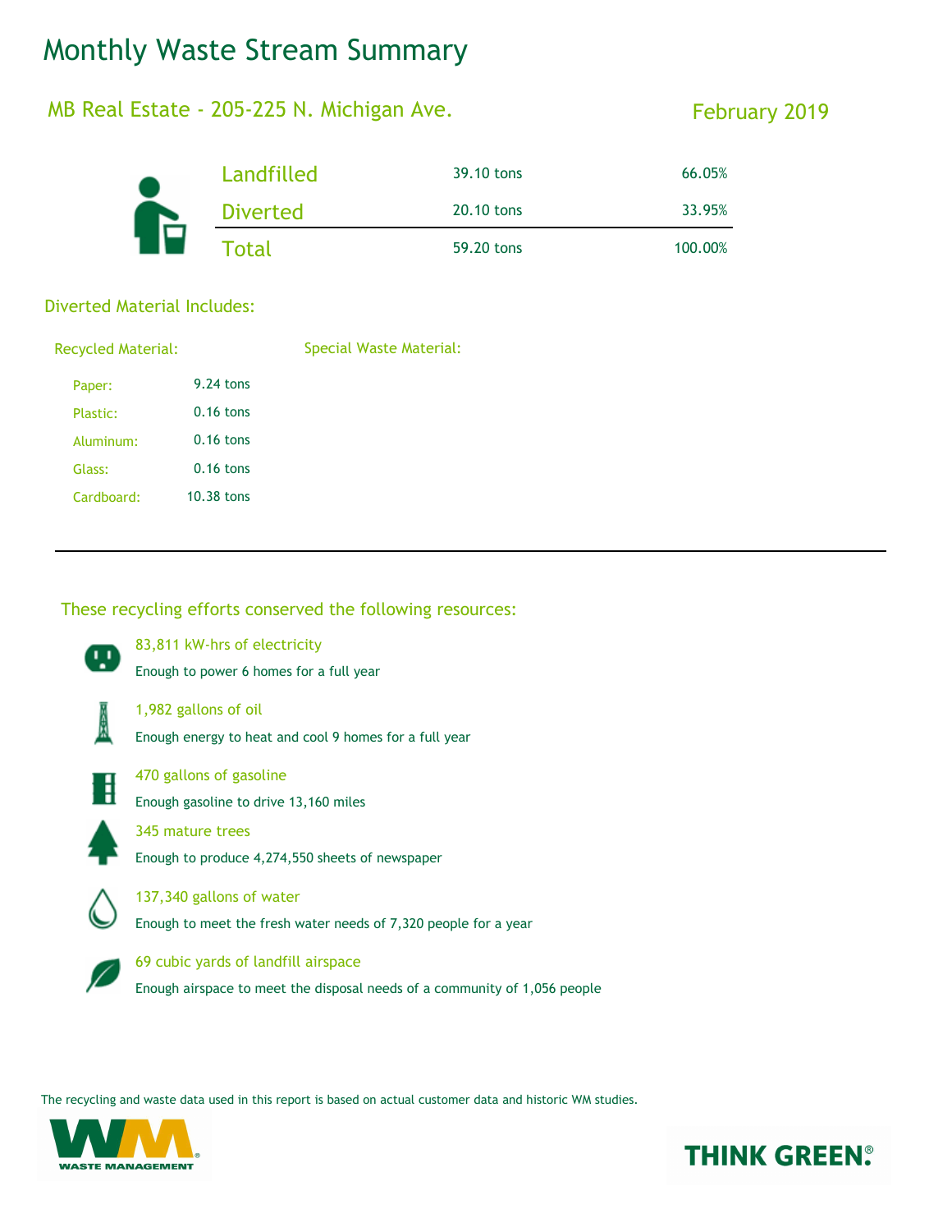# Monthly Waste Stream Summary

## MB Real Estate - 205-225 N. Michigan Ave.

February 2019

| | | |
|---|---|---|
| Landfilled | 39.10 tons | 66.05% |
| Diverted | 20.10 tons | 33.95% |
| Total | 59.20 tons | 100.00% |

### Diverted Material Includes:

**Recycled Material:**

| | |
|---|---|
| Paper: | 9.24 tons |
| Plastic: | 0.16 tons |
| Aluminum: | 0.16 tons |
| Glass: | 0.16 tons |
| Cardboard: | 10.38 tons |

**Special Waste Material:**

---

### These recycling efforts conserved the following resources:

83,811 kW-hrs of electricity
Enough to power 6 homes for a full year

1,982 gallons of oil
Enough energy to heat and cool 9 homes for a full year

470 gallons of gasoline
Enough gasoline to drive 13,160 miles

345 mature trees
Enough to produce 4,274,550 sheets of newspaper

137,340 gallons of water
Enough to meet the fresh water needs of 7,320 people for a year

69 cubic yards of landfill airspace
Enough airspace to meet the disposal needs of a community of 1,056 people

The recycling and waste data used in this report is based on actual customer data and historic WM studies.

WM WASTE MANAGEMENT®

THINK GREEN®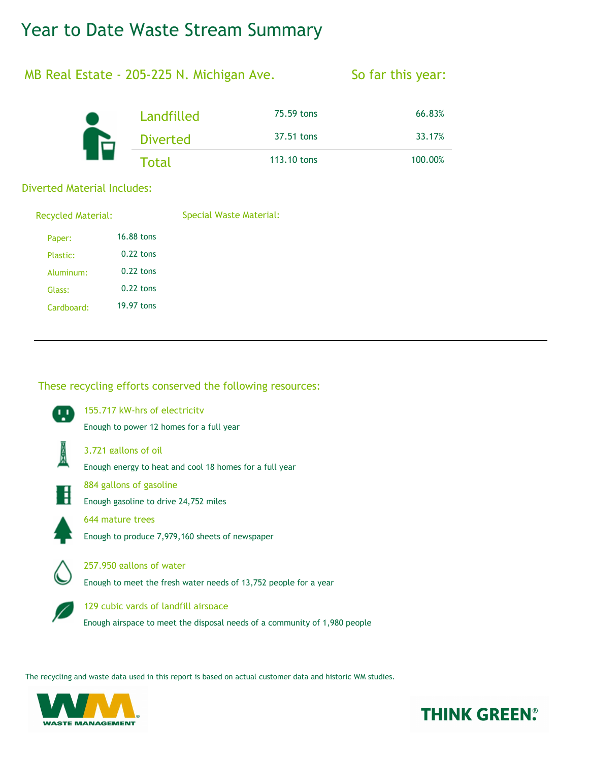# Year to Date Waste Stream Summary

## MB Real Estate - 205-225 N. Michigan Ave.

**So far this year:**

| | | |
|---|---|---|
| Landfilled | 75.59 tons | 66.83% |
| Diverted | 37.51 tons | 33.17% |
| Total | 113.10 tons | 100.00% |

### Diverted Material Includes:

**Recycled Material:**

| | |
|---|---|
| Paper: | 16.88 tons |
| Plastic: | 0.22 tons |
| Aluminum: | 0.22 tons |
| Glass: | 0.22 tons |
| Cardboard: | 19.97 tons |

**Special Waste Material:**

---

### These recycling efforts conserved the following resources:

**155.717 kW-hrs of electricity**
Enough to power 12 homes for a full year

**3,721 gallons of oil**
Enough energy to heat and cool 18 homes for a full year

**884 gallons of gasoline**
Enough gasoline to drive 24,752 miles

**644 mature trees**
Enough to produce 7,979,160 sheets of newspaper

**257,950 gallons of water**
Enough to meet the fresh water needs of 13,752 people for a year

**129 cubic yards of landfill airspace**
Enough airspace to meet the disposal needs of a community of 1,980 people

The recycling and waste data used in this report is based on actual customer data and historic WM studies.

WASTE MANAGEMENT

THINK GREEN.®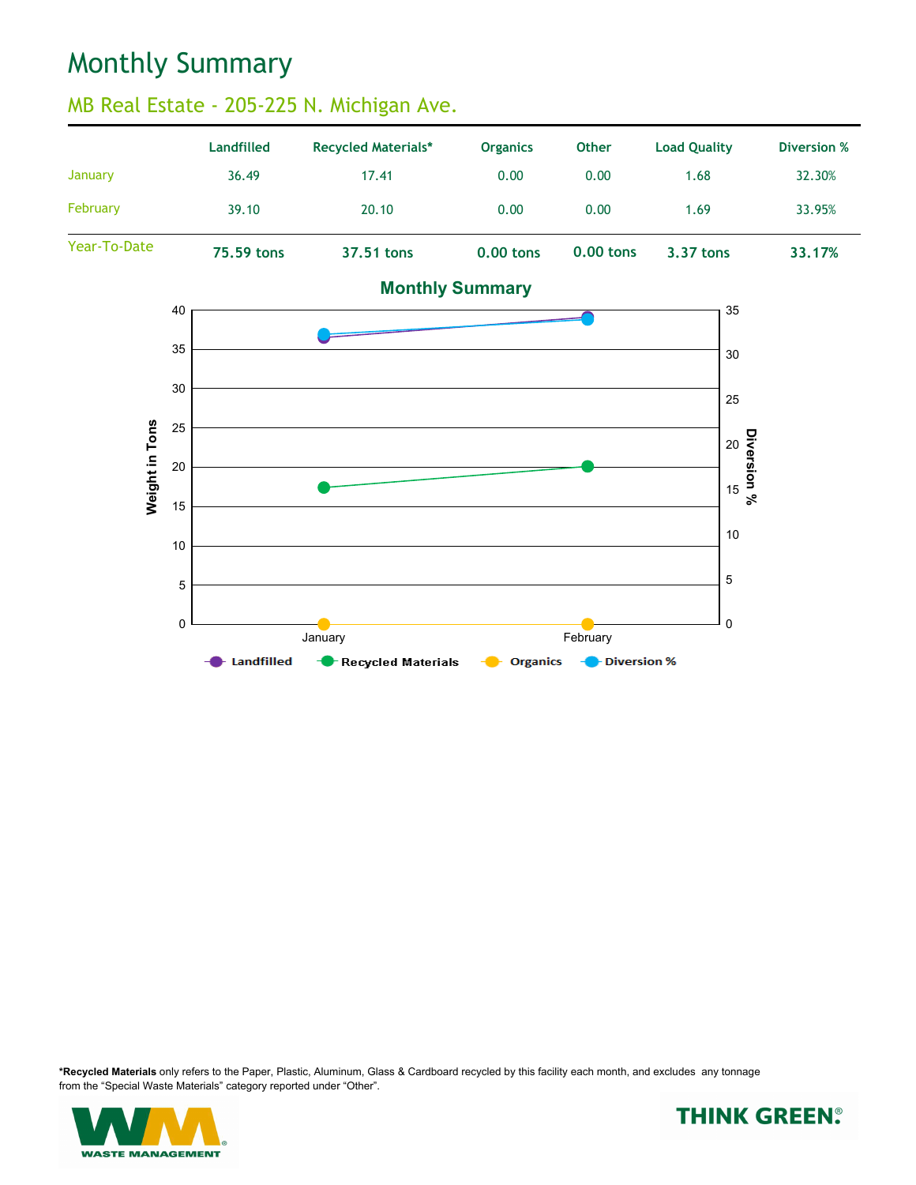# Monthly Summary

## MB Real Estate - 205-225 N. Michigan Ave.

| | Landfilled | Recycled Materials* | Organics | Other | Load Quality | Diversion % |
|---|---|---|---|---|---|---|
| January | 36.49 | 17.41 | 0.00 | 0.00 | 1.68 | 32.30% |
| February | 39.10 | 20.10 | 0.00 | 0.00 | 1.69 | 33.95% |
| **Year-To-Date** | **75.59 tons** | **37.51 tons** | **0.00 tons** | **0.00 tons** | **3.37 tons** | **33.17%** |

**Monthly Summary**

*Recycled Materials** only refers to the Paper, Plastic, Aluminum, Glass & Cardboard recycled by this facility each month, and excludes any tonnage from the "Special Waste Materials" category reported under "Other".

WASTE MANAGEMENT

THINK GREEN.®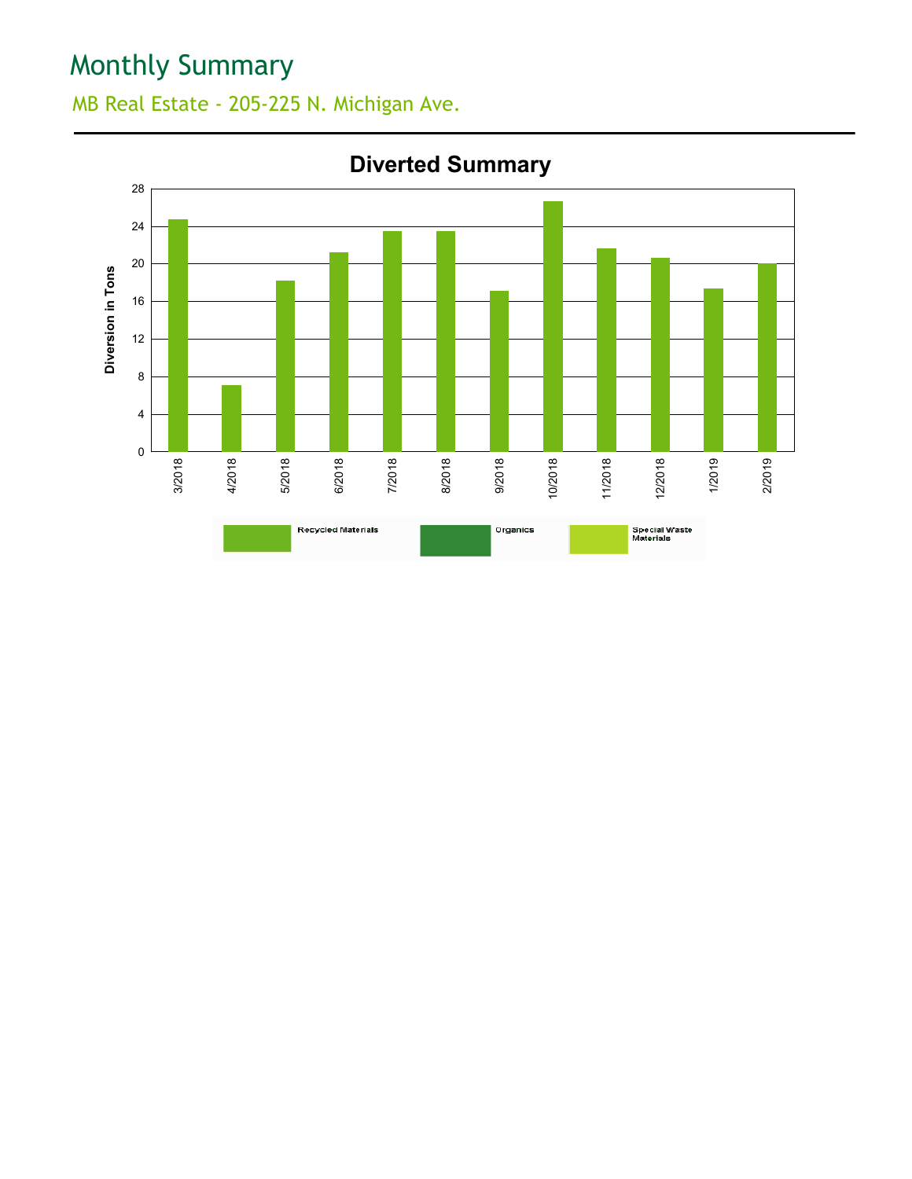# Monthly Summary

## MB Real Estate - 205-225 N. Michigan Ave.

Diverted Summary

Diversion in Tons

28
24
20
16
12
8
4
0

3/2018
4/2018
5/2018
6/2018
7/2018
8/2018
9/2018
10/2018
11/2018
12/2018
1/2019
2/2019

Recycled Materials
Organics
Special Waste Materials